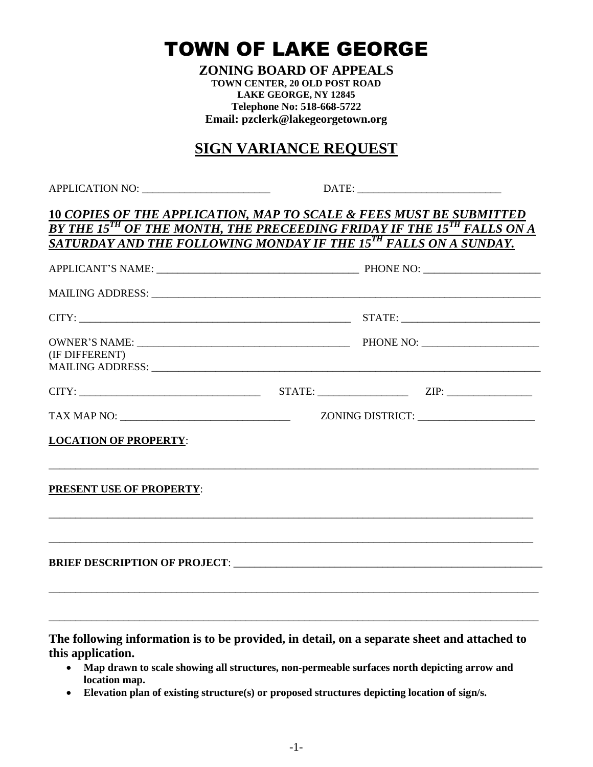# TOWN OF LAKE GEORGE

**ZONING BOARD OF APPEALS**
**TOWN CENTER, 20 OLD POST ROAD**
**LAKE GEORGE, NY 12845**
**Telephone No: 518-668-5722**
**Email: pzclerk@lakegeorgetown.org**

## SIGN VARIANCE REQUEST

APPLICATION NO: ________________________ DATE: ___________________________

***10 COPIES OF THE APPLICATION, MAP TO SCALE & FEES MUST BE SUBMITTED BY THE 15TH OF THE MONTH, THE PRECEEDING FRIDAY IF THE 15TH FALLS ON A SATURDAY AND THE FOLLOWING MONDAY IF THE 15TH FALLS ON A SUNDAY.***

APPLICANT'S NAME: ______________________________________ PHONE NO: ______________________

MAILING ADDRESS: ____________________________________________________________________________

CITY: ____________________________________________________ STATE: __________________________

OWNER'S NAME: ________________________________________ PHONE NO: ______________________
(IF DIFFERENT)
MAILING ADDRESS: ____________________________________________________________________________

CITY: __________________________________ STATE: _________________ ZIP: ________________

TAX MAP NO: _______________________________ ZONING DISTRICT: ______________________

**LOCATION OF PROPERTY**:

_____________________________________________________________________________________________

**PRESENT USE OF PROPERTY**:

_____________________________________________________________________________________________

_____________________________________________________________________________________________

**BRIEF DESCRIPTION OF PROJECT**: ____________________________________________________________

_____________________________________________________________________________________________

_____________________________________________________________________________________________

**The following information is to be provided, in detail, on a separate sheet and attached to this application.**

- **Map drawn to scale showing all structures, non-permeable surfaces north depicting arrow and location map.**
- **Elevation plan of existing structure(s) or proposed structures depicting location of sign/s.**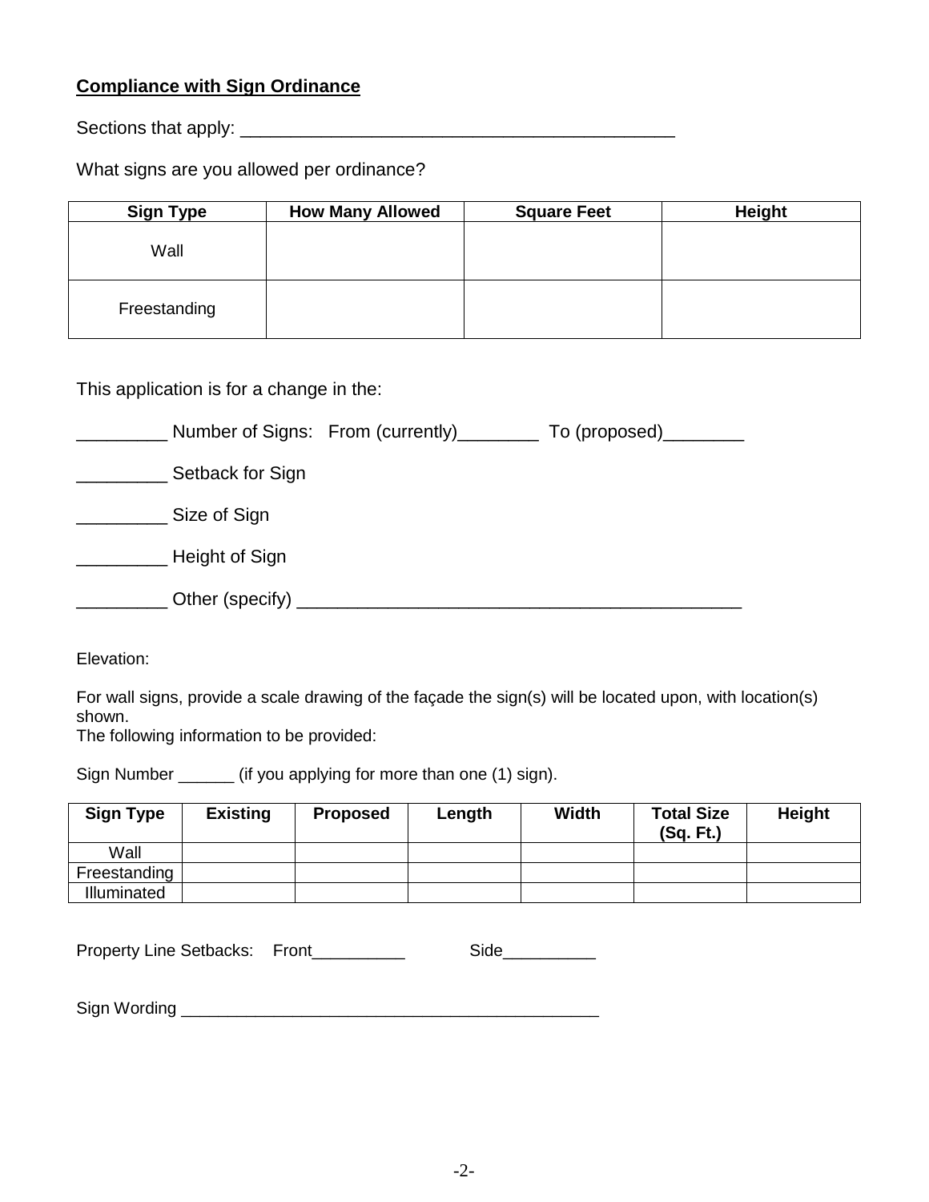**Compliance with Sign Ordinance**

Sections that apply: ____________________________________________

What signs are you allowed per ordinance?

| Sign Type | How Many Allowed | Square Feet | Height |
|---|---|---|---|
| Wall | | | |
| Freestanding | | | |

This application is for a change in the:

_________ Number of Signs:   From (currently)________  To (proposed)________

_________ Setback for Sign

_________ Size of Sign

_________ Height of Sign

_________ Other (specify) _____________________________________________

Elevation:

For wall signs, provide a scale drawing of the façade the sign(s) will be located upon, with location(s) shown.
The following information to be provided:

Sign Number ______ (if you applying for more than one (1) sign).

| Sign Type | Existing | Proposed | Length | Width | Total Size (Sq. Ft.) | Height |
|---|---|---|---|---|---|---|
| Wall | | | | | | |
| Freestanding | | | | | | |
| Illuminated | | | | | | |

Property Line Setbacks:    Front__________            Side__________

Sign Wording _____________________________________________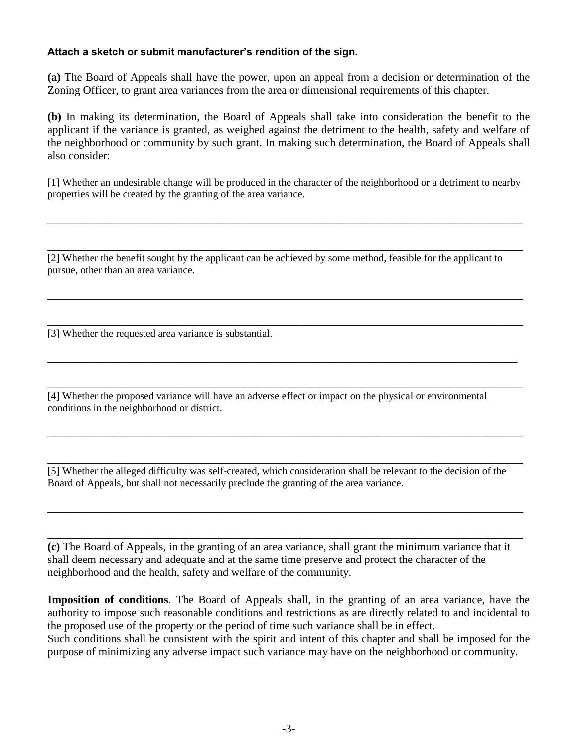**Attach a sketch or submit manufacturer's rendition of the sign.**

**(a)** The Board of Appeals shall have the power, upon an appeal from a decision or determination of the Zoning Officer, to grant area variances from the area or dimensional requirements of this chapter.

**(b)** In making its determination, the Board of Appeals shall take into consideration the benefit to the applicant if the variance is granted, as weighed against the detriment to the health, safety and welfare of the neighborhood or community by such grant. In making such determination, the Board of Appeals shall also consider:

[1] Whether an undesirable change will be produced in the character of the neighborhood or a detriment to nearby properties will be created by the granting of the area variance.

\_\_\_\_\_\_\_\_\_\_\_\_\_\_\_\_\_\_\_\_\_\_\_\_\_\_\_\_\_\_\_\_\_\_\_\_\_\_\_\_\_\_\_\_\_\_\_\_\_\_\_\_\_\_\_\_\_\_\_\_\_\_\_\_\_\_\_\_\_\_\_\_\_\_\_\_\_\_

\_\_\_\_\_\_\_\_\_\_\_\_\_\_\_\_\_\_\_\_\_\_\_\_\_\_\_\_\_\_\_\_\_\_\_\_\_\_\_\_\_\_\_\_\_\_\_\_\_\_\_\_\_\_\_\_\_\_\_\_\_\_\_\_\_\_\_\_\_\_\_\_\_\_\_\_\_\_

[2] Whether the benefit sought by the applicant can be achieved by some method, feasible for the applicant to pursue, other than an area variance.

\_\_\_\_\_\_\_\_\_\_\_\_\_\_\_\_\_\_\_\_\_\_\_\_\_\_\_\_\_\_\_\_\_\_\_\_\_\_\_\_\_\_\_\_\_\_\_\_\_\_\_\_\_\_\_\_\_\_\_\_\_\_\_\_\_\_\_\_\_\_\_\_\_\_\_\_\_\_

\_\_\_\_\_\_\_\_\_\_\_\_\_\_\_\_\_\_\_\_\_\_\_\_\_\_\_\_\_\_\_\_\_\_\_\_\_\_\_\_\_\_\_\_\_\_\_\_\_\_\_\_\_\_\_\_\_\_\_\_\_\_\_\_\_\_\_\_\_\_\_\_\_\_\_\_\_\_

[3] Whether the requested area variance is substantial.

\_\_\_\_\_\_\_\_\_\_\_\_\_\_\_\_\_\_\_\_\_\_\_\_\_\_\_\_\_\_\_\_\_\_\_\_\_\_\_\_\_\_\_\_\_\_\_\_\_\_\_\_\_\_\_\_\_\_\_\_\_\_\_\_\_\_\_\_\_\_\_\_\_\_\_\_\_\_

\_\_\_\_\_\_\_\_\_\_\_\_\_\_\_\_\_\_\_\_\_\_\_\_\_\_\_\_\_\_\_\_\_\_\_\_\_\_\_\_\_\_\_\_\_\_\_\_\_\_\_\_\_\_\_\_\_\_\_\_\_\_\_\_\_\_\_\_\_\_\_\_\_\_\_\_\_\_

[4] Whether the proposed variance will have an adverse effect or impact on the physical or environmental conditions in the neighborhood or district.

\_\_\_\_\_\_\_\_\_\_\_\_\_\_\_\_\_\_\_\_\_\_\_\_\_\_\_\_\_\_\_\_\_\_\_\_\_\_\_\_\_\_\_\_\_\_\_\_\_\_\_\_\_\_\_\_\_\_\_\_\_\_\_\_\_\_\_\_\_\_\_\_\_\_\_\_\_\_

\_\_\_\_\_\_\_\_\_\_\_\_\_\_\_\_\_\_\_\_\_\_\_\_\_\_\_\_\_\_\_\_\_\_\_\_\_\_\_\_\_\_\_\_\_\_\_\_\_\_\_\_\_\_\_\_\_\_\_\_\_\_\_\_\_\_\_\_\_\_\_\_\_\_\_\_\_\_

[5] Whether the alleged difficulty was self-created, which consideration shall be relevant to the decision of the Board of Appeals, but shall not necessarily preclude the granting of the area variance.

\_\_\_\_\_\_\_\_\_\_\_\_\_\_\_\_\_\_\_\_\_\_\_\_\_\_\_\_\_\_\_\_\_\_\_\_\_\_\_\_\_\_\_\_\_\_\_\_\_\_\_\_\_\_\_\_\_\_\_\_\_\_\_\_\_\_\_\_\_\_\_\_\_\_\_\_\_\_

\_\_\_\_\_\_\_\_\_\_\_\_\_\_\_\_\_\_\_\_\_\_\_\_\_\_\_\_\_\_\_\_\_\_\_\_\_\_\_\_\_\_\_\_\_\_\_\_\_\_\_\_\_\_\_\_\_\_\_\_\_\_\_\_\_\_\_\_\_\_\_\_\_\_\_\_\_\_

**(c)** The Board of Appeals, in the granting of an area variance, shall grant the minimum variance that it shall deem necessary and adequate and at the same time preserve and protect the character of the neighborhood and the health, safety and welfare of the community.

**Imposition of conditions**. The Board of Appeals shall, in the granting of an area variance, have the authority to impose such reasonable conditions and restrictions as are directly related to and incidental to the proposed use of the property or the period of time such variance shall be in effect.
Such conditions shall be consistent with the spirit and intent of this chapter and shall be imposed for the purpose of minimizing any adverse impact such variance may have on the neighborhood or community.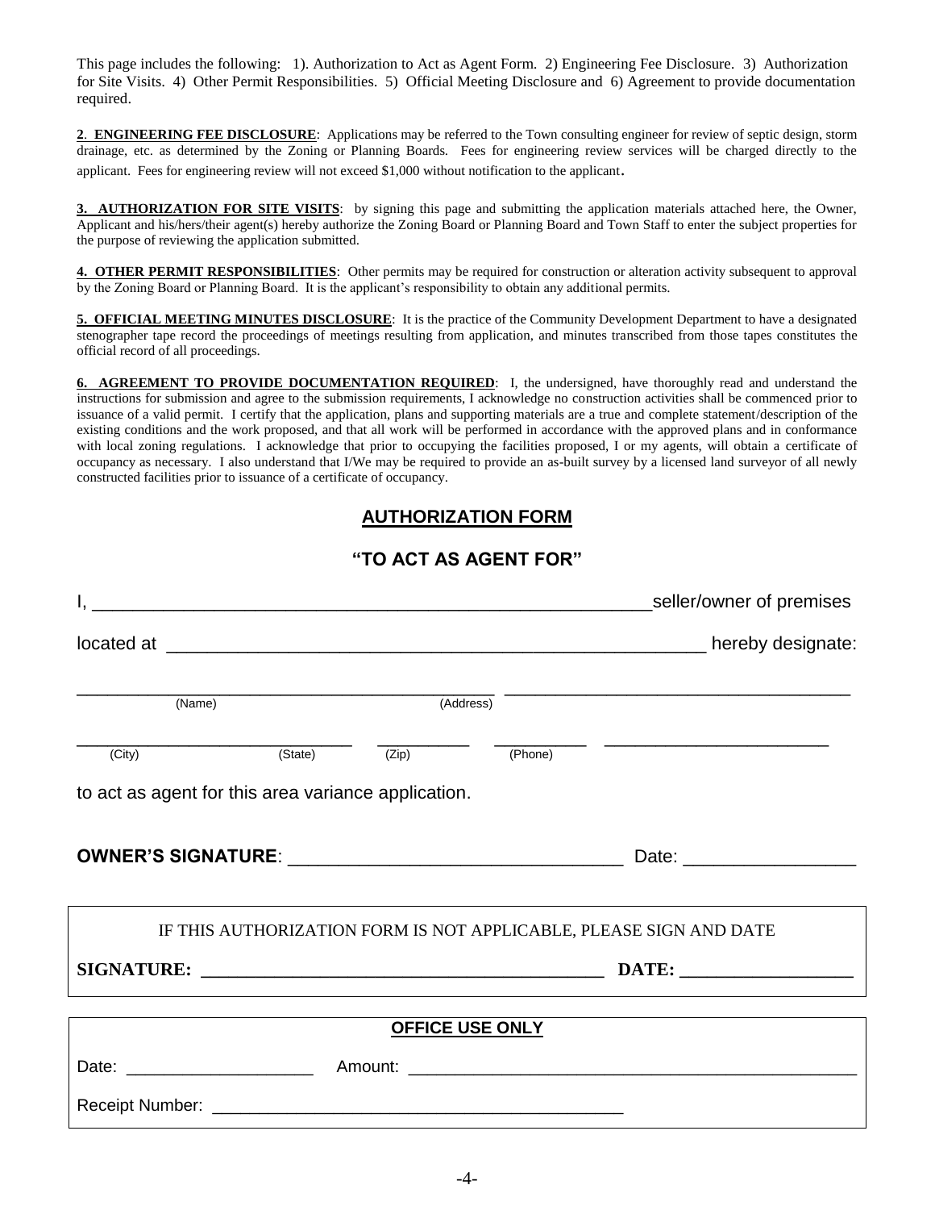This page includes the following: 1). Authorization to Act as Agent Form. 2) Engineering Fee Disclosure. 3) Authorization for Site Visits. 4) Other Permit Responsibilities. 5) Official Meeting Disclosure and 6) Agreement to provide documentation required.

**2. ENGINEERING FEE DISCLOSURE**: Applications may be referred to the Town consulting engineer for review of septic design, storm drainage, etc. as determined by the Zoning or Planning Boards. Fees for engineering review services will be charged directly to the applicant. Fees for engineering review will not exceed $1,000 without notification to the applicant.

**3. AUTHORIZATION FOR SITE VISITS**: by signing this page and submitting the application materials attached here, the Owner, Applicant and his/hers/their agent(s) hereby authorize the Zoning Board or Planning Board and Town Staff to enter the subject properties for the purpose of reviewing the application submitted.

**4. OTHER PERMIT RESPONSIBILITIES**: Other permits may be required for construction or alteration activity subsequent to approval by the Zoning Board or Planning Board. It is the applicant's responsibility to obtain any additional permits.

**5. OFFICIAL MEETING MINUTES DISCLOSURE**: It is the practice of the Community Development Department to have a designated stenographer tape record the proceedings of meetings resulting from application, and minutes transcribed from those tapes constitutes the official record of all proceedings.

**6. AGREEMENT TO PROVIDE DOCUMENTATION REQUIRED**: I, the undersigned, have thoroughly read and understand the instructions for submission and agree to the submission requirements, I acknowledge no construction activities shall be commenced prior to issuance of a valid permit. I certify that the application, plans and supporting materials are a true and complete statement/description of the existing conditions and the work proposed, and that all work will be performed in accordance with the approved plans and in conformance with local zoning regulations. I acknowledge that prior to occupying the facilities proposed, I or my agents, will obtain a certificate of occupancy as necessary. I also understand that I/We may be required to provide an as-built survey by a licensed land surveyor of all newly constructed facilities prior to issuance of a certificate of occupancy.

## AUTHORIZATION FORM

### "TO ACT AS AGENT FOR"

I, ____________________________________________________________seller/owner of premises

located at ________________________________________________________ hereby designate:

______________________________________ ______________________________________
(Name) (Address)

______________________________ __________ __________ ________________________
(City) (State) (Zip) (Phone)

to act as agent for this area variance application.

**OWNER'S SIGNATURE**: ______________________________ Date: _______________

IF THIS AUTHORIZATION FORM IS NOT APPLICABLE, PLEASE SIGN AND DATE

**SIGNATURE: ________________________________________ DATE: ________________**

**OFFICE USE ONLY**

Date: ____________________ Amount: ______________________________________________

Receipt Number: __________________________________________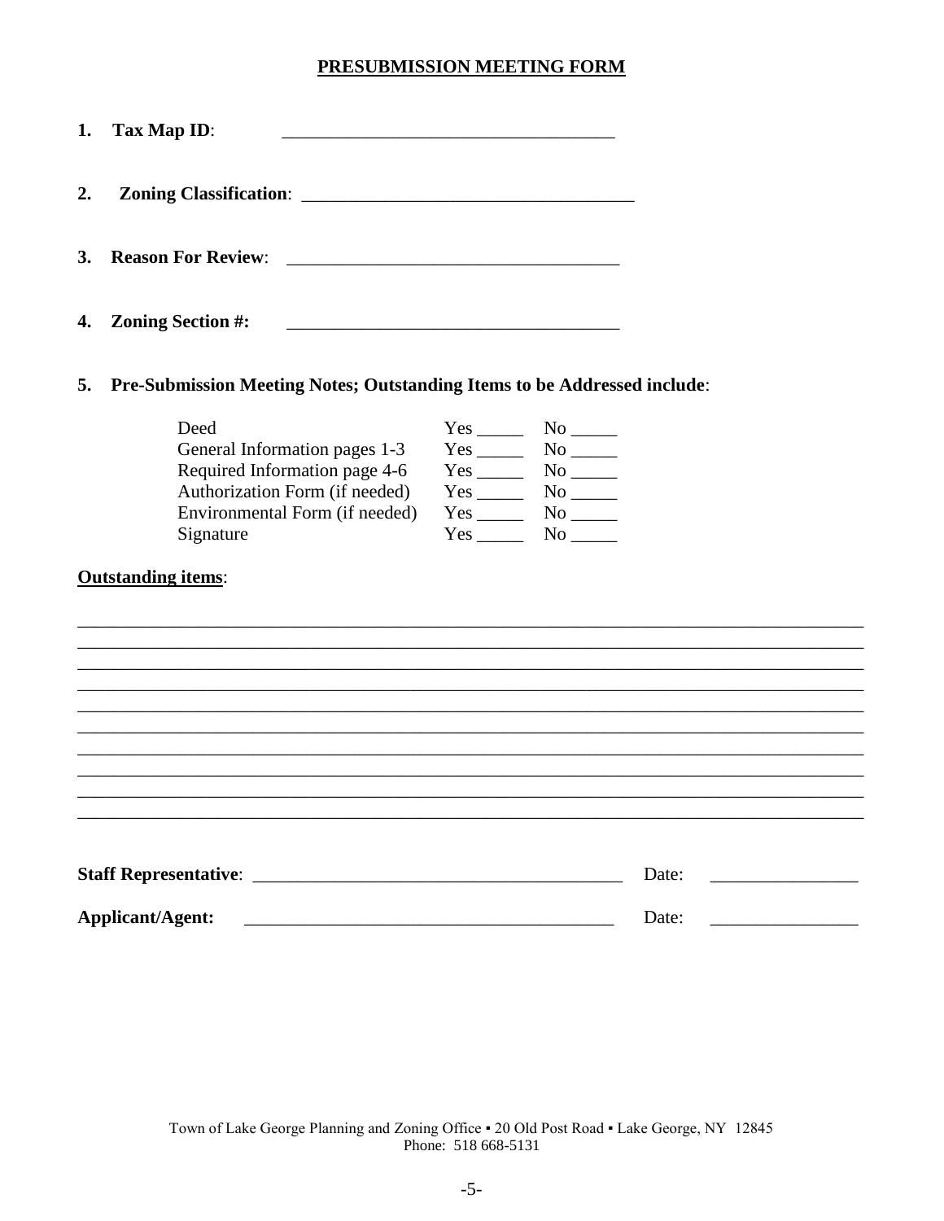# PRESUBMISSION MEETING FORM

1. **Tax Map ID**: ____________________________________

2. **Zoning Classification**: ____________________________________

3. **Reason For Review**: ____________________________________

4. **Zoning Section #:** ____________________________________

5. **Pre-Submission Meeting Notes; Outstanding Items to be Addressed include**:

| | | |
|---|---|---|
| Deed | Yes _____ | No _____ |
| General Information pages 1-3 | Yes _____ | No _____ |
| Required Information page 4-6 | Yes _____ | No _____ |
| Authorization Form (if needed) | Yes _____ | No _____ |
| Environmental Form (if needed) | Yes _____ | No _____ |
| Signature | Yes _____ | No _____ |

**Outstanding items**:

______________________________________________________________________________
______________________________________________________________________________
______________________________________________________________________________
______________________________________________________________________________
______________________________________________________________________________
______________________________________________________________________________
______________________________________________________________________________
______________________________________________________________________________
______________________________________________________________________________
______________________________________________________________________________

**Staff Representative**: ________________________________________ Date: ________________

**Applicant/Agent:** ________________________________________ Date: ________________

Town of Lake George Planning and Zoning Office ▪ 20 Old Post Road ▪ Lake George, NY 12845
Phone: 518 668-5131